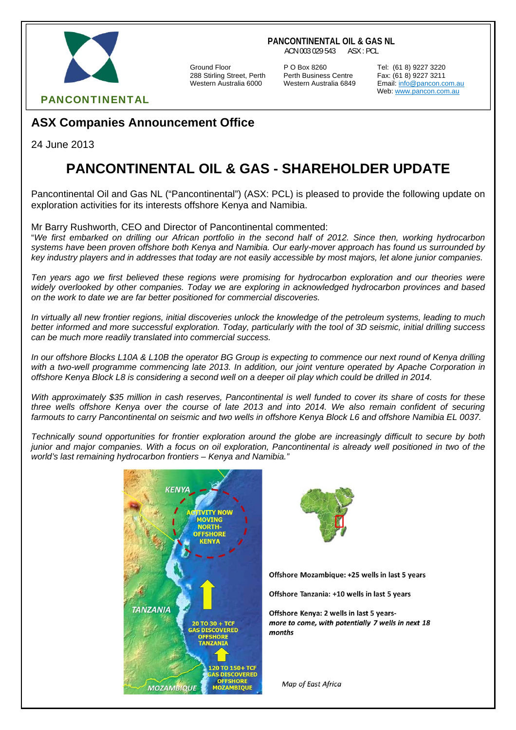**PANCONTINENTAL**

**PANCONTINENTAL OIL & GAS NL**
ACN 003 029 543 ASX : PCL

Ground Floor
288 Stirling Street, Perth
Western Australia 6000

P O Box 8260
Perth Business Centre
Western Australia 6849

Tel: (61 8) 9227 3220
Fax: (61 8) 9227 3211
Email: info@pancon.com.au
Web: www.pancon.com.au

## ASX Companies Announcement Office

24 June 2013

# PANCONTINENTAL OIL & GAS - SHAREHOLDER UPDATE

Pancontinental Oil and Gas NL ("Pancontinental") (ASX: PCL) is pleased to provide the following update on exploration activities for its interests offshore Kenya and Namibia.

Mr Barry Rushworth, CEO and Director of Pancontinental commented:
"*We first embarked on drilling our African portfolio in the second half of 2012. Since then, working hydrocarbon systems have been proven offshore both Kenya and Namibia. Our early-mover approach has found us surrounded by key industry players and in addresses that today are not easily accessible by most majors, let alone junior companies.*

*Ten years ago we first believed these regions were promising for hydrocarbon exploration and our theories were widely overlooked by other companies. Today we are exploring in acknowledged hydrocarbon provinces and based on the work to date we are far better positioned for commercial discoveries.*

*In virtually all new frontier regions, initial discoveries unlock the knowledge of the petroleum systems, leading to much better informed and more successful exploration. Today, particularly with the tool of 3D seismic, initial drilling success can be much more readily translated into commercial success.*

*In our offshore Blocks L10A & L10B the operator BG Group is expecting to commence our next round of Kenya drilling with a two-well programme commencing late 2013. In addition, our joint venture operated by Apache Corporation in offshore Kenya Block L8 is considering a second well on a deeper oil play which could be drilled in 2014.*

*With approximately $35 million in cash reserves, Pancontinental is well funded to cover its share of costs for these three wells offshore Kenya over the course of late 2013 and into 2014. We also remain confident of securing farmouts to carry Pancontinental on seismic and two wells in offshore Kenya Block L6 and offshore Namibia EL 0037.*

*Technically sound opportunities for frontier exploration around the globe are increasingly difficult to secure by both junior and major companies. With a focus on oil exploration, Pancontinental is already well positioned in two of the world's last remaining hydrocarbon frontiers – Kenya and Namibia."*

KENYA
ACTIVITY NOW MOVING NORTH- OFFSHORE KENYA
TANZANIA
20 TO 30 + TCF GAS DISCOVERED OFFSHORE TANZANIA
120 TO 150+ TCF GAS DISCOVERED OFFSHORE MOZAMBIQUE
MOZAMBIQUE

**Offshore Mozambique: +25 wells in last 5 years**

**Offshore Tanzania: +10 wells in last 5 years**

**Offshore Kenya: 2 wells in last 5 years-**
***more to come, with potentially 7 wells in next 18 months***

*Map of East Africa*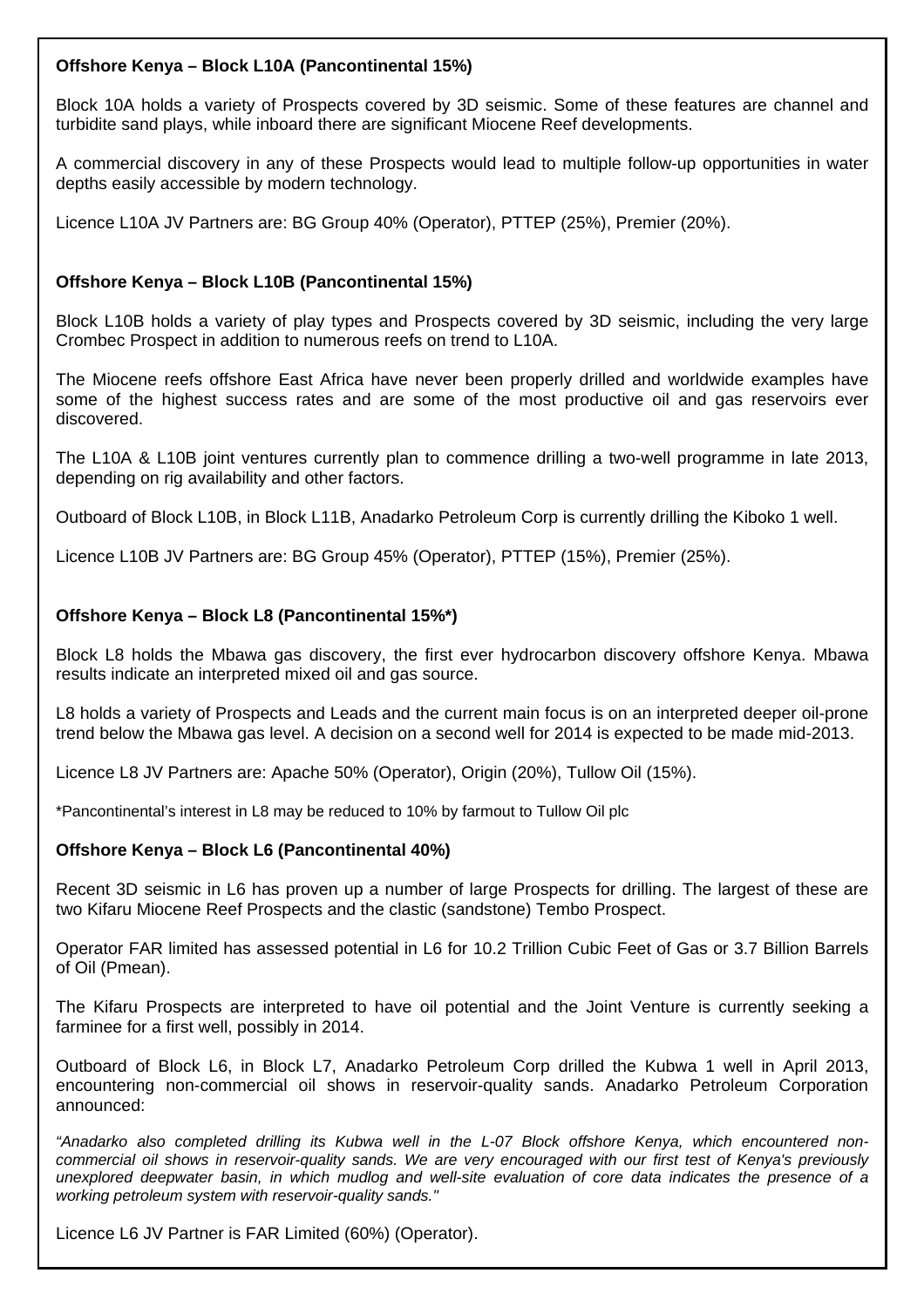**Offshore Kenya – Block L10A (Pancontinental 15%)**

Block 10A holds a variety of Prospects covered by 3D seismic. Some of these features are channel and turbidite sand plays, while inboard there are significant Miocene Reef developments.

A commercial discovery in any of these Prospects would lead to multiple follow-up opportunities in water depths easily accessible by modern technology.

Licence L10A JV Partners are: BG Group 40% (Operator), PTTEP (25%), Premier (20%).

**Offshore Kenya – Block L10B (Pancontinental 15%)**

Block L10B holds a variety of play types and Prospects covered by 3D seismic, including the very large Crombec Prospect in addition to numerous reefs on trend to L10A.

The Miocene reefs offshore East Africa have never been properly drilled and worldwide examples have some of the highest success rates and are some of the most productive oil and gas reservoirs ever discovered.

The L10A & L10B joint ventures currently plan to commence drilling a two-well programme in late 2013, depending on rig availability and other factors.

Outboard of Block L10B, in Block L11B, Anadarko Petroleum Corp is currently drilling the Kiboko 1 well.

Licence L10B JV Partners are: BG Group 45% (Operator), PTTEP (15%), Premier (25%).

**Offshore Kenya – Block L8 (Pancontinental 15%*)**

Block L8 holds the Mbawa gas discovery, the first ever hydrocarbon discovery offshore Kenya. Mbawa results indicate an interpreted mixed oil and gas source.

L8 holds a variety of Prospects and Leads and the current main focus is on an interpreted deeper oil-prone trend below the Mbawa gas level. A decision on a second well for 2014 is expected to be made mid-2013.

Licence L8 JV Partners are: Apache 50% (Operator), Origin (20%), Tullow Oil (15%).

*Pancontinental's interest in L8 may be reduced to 10% by farmout to Tullow Oil plc

**Offshore Kenya – Block L6 (Pancontinental 40%)**

Recent 3D seismic in L6 has proven up a number of large Prospects for drilling. The largest of these are two Kifaru Miocene Reef Prospects and the clastic (sandstone) Tembo Prospect.

Operator FAR limited has assessed potential in L6 for 10.2 Trillion Cubic Feet of Gas or 3.7 Billion Barrels of Oil (Pmean).

The Kifaru Prospects are interpreted to have oil potential and the Joint Venture is currently seeking a farminee for a first well, possibly in 2014.

Outboard of Block L6, in Block L7, Anadarko Petroleum Corp drilled the Kubwa 1 well in April 2013, encountering non-commercial oil shows in reservoir-quality sands. Anadarko Petroleum Corporation announced:

*"Anadarko also completed drilling its Kubwa well in the L-07 Block offshore Kenya, which encountered non-commercial oil shows in reservoir-quality sands. We are very encouraged with our first test of Kenya's previously unexplored deepwater basin, in which mudlog and well-site evaluation of core data indicates the presence of a working petroleum system with reservoir-quality sands."*

Licence L6 JV Partner is FAR Limited (60%) (Operator).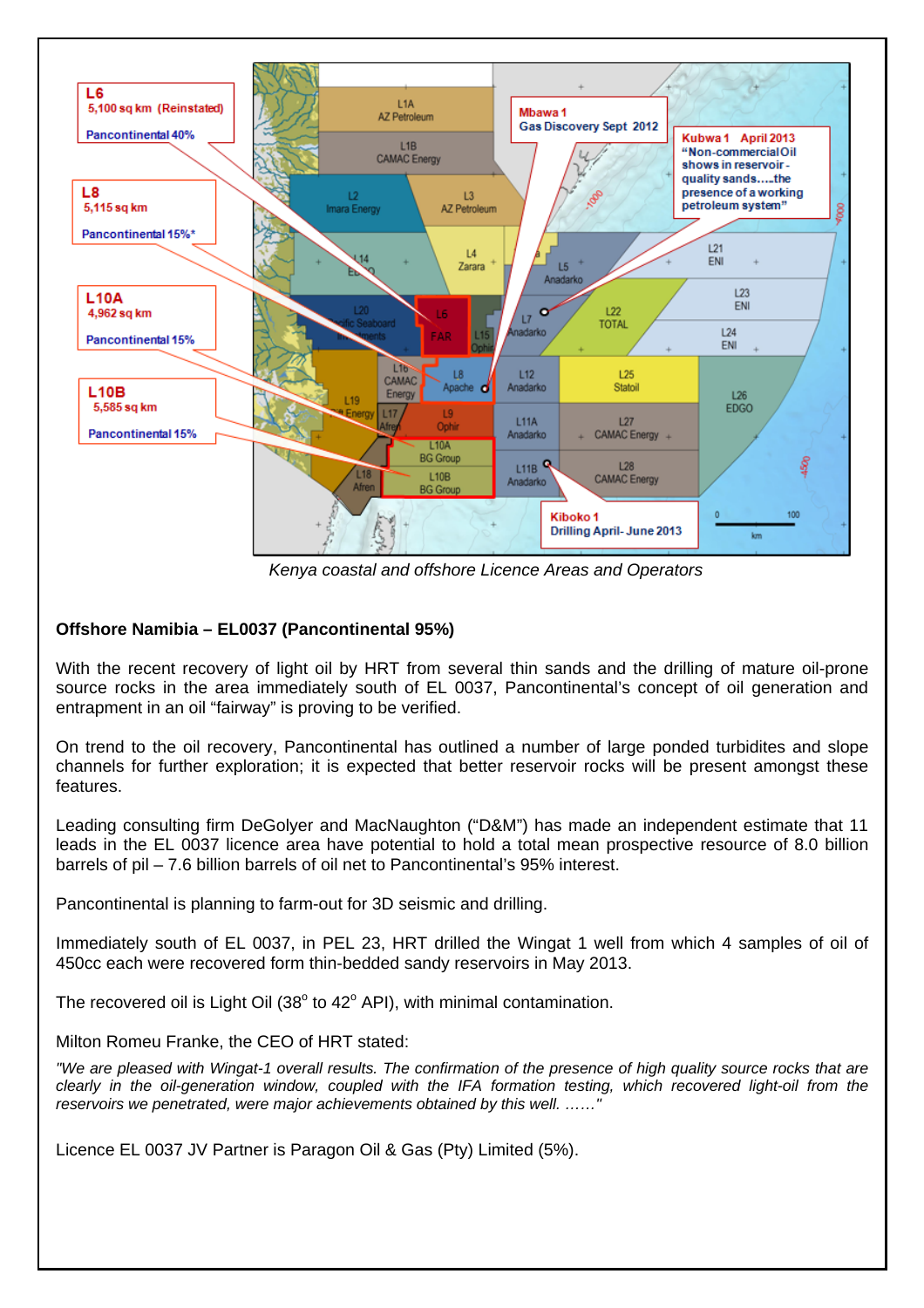*Kenya coastal and offshore Licence Areas and Operators*

**Offshore Namibia – EL0037 (Pancontinental 95%)**

With the recent recovery of light oil by HRT from several thin sands and the drilling of mature oil-prone source rocks in the area immediately south of EL 0037, Pancontinental's concept of oil generation and entrapment in an oil "fairway" is proving to be verified.

On trend to the oil recovery, Pancontinental has outlined a number of large ponded turbidites and slope channels for further exploration; it is expected that better reservoir rocks will be present amongst these features.

Leading consulting firm DeGolyer and MacNaughton ("D&M") has made an independent estimate that 11 leads in the EL 0037 licence area have potential to hold a total mean prospective resource of 8.0 billion barrels of pil – 7.6 billion barrels of oil net to Pancontinental's 95% interest.

Pancontinental is planning to farm-out for 3D seismic and drilling.

Immediately south of EL 0037, in PEL 23, HRT drilled the Wingat 1 well from which 4 samples of oil of 450cc each were recovered form thin-bedded sandy reservoirs in May 2013.

The recovered oil is Light Oil (38° to 42° API), with minimal contamination.

Milton Romeu Franke, the CEO of HRT stated:

*"We are pleased with Wingat-1 overall results. The confirmation of the presence of high quality source rocks that are clearly in the oil-generation window, coupled with the IFA formation testing, which recovered light-oil from the reservoirs we penetrated, were major achievements obtained by this well. ……"*

Licence EL 0037 JV Partner is Paragon Oil & Gas (Pty) Limited (5%).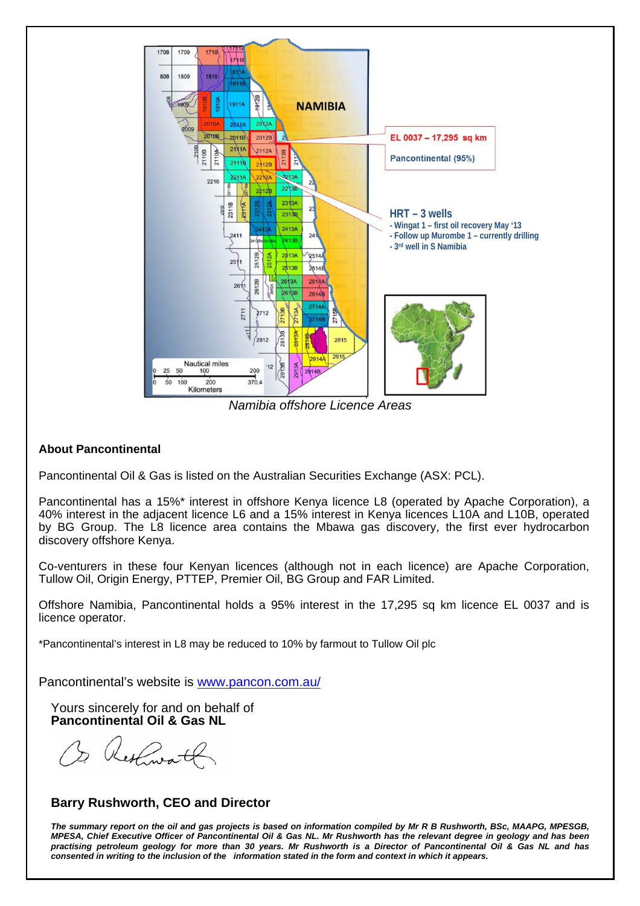EL 0037 – 17,295 sq km

Pancontinental (95%)

HRT – 3 wells
- Wingat 1 – first oil recovery May '13
- Follow up Murombe 1 – currently drilling
- 3rd well in S Namibia

NAMIBIA

Nautical miles
0 25 50 100 200
0 50 100 200 370.4
Kilometers

*Namibia offshore Licence Areas*

**About Pancontinental**

Pancontinental Oil & Gas is listed on the Australian Securities Exchange (ASX: PCL).

Pancontinental has a 15%* interest in offshore Kenya licence L8 (operated by Apache Corporation), a 40% interest in the adjacent licence L6 and a 15% interest in Kenya licences L10A and L10B, operated by BG Group. The L8 licence area contains the Mbawa gas discovery, the first ever hydrocarbon discovery offshore Kenya.

Co-venturers in these four Kenyan licences (although not in each licence) are Apache Corporation, Tullow Oil, Origin Energy, PTTEP, Premier Oil, BG Group and FAR Limited.

Offshore Namibia, Pancontinental holds a 95% interest in the 17,295 sq km licence EL 0037 and is licence operator.

*Pancontinental's interest in L8 may be reduced to 10% by farmout to Tullow Oil plc

Pancontinental's website is [www.pancon.com.au/](http://www.pancon.com.au/)

Yours sincerely for and on behalf of
**Pancontinental Oil & Gas NL**

**Barry Rushworth, CEO and Director**

***The summary report on the oil and gas projects is based on information compiled by Mr R B Rushworth, BSc, MAAPG, MPESGB, MPESA, Chief Executive Officer of Pancontinental Oil & Gas NL. Mr Rushworth has the relevant degree in geology and has been practising petroleum geology for more than 30 years. Mr Rushworth is a Director of Pancontinental Oil & Gas NL and has consented in writing to the inclusion of the information stated in the form and context in which it appears.***